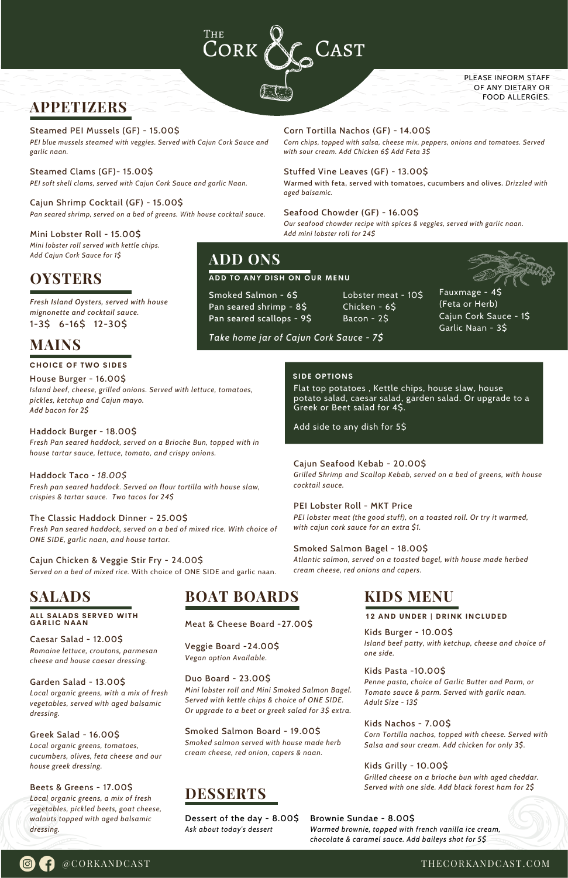# The Cork & Cast

PLEASE INFORM STAFF OF ANY DIETARY OR FOOD ALLERGIES.

## APPETIZERS

Steamed PEI Mussels (GF) - 15.00$
*PEI blue mussels steamed with veggies. Served with Cajun Cork Sauce and garlic naan.*

Steamed Clams (GF)- 15.00$
*PEI soft shell clams, served with Cajun Cork Sauce and garlic Naan.*

Cajun Shrimp Cocktail (GF) - 15.00$
*Pan seared shrimp, served on a bed of greens. With house cocktail sauce.*

Mini Lobster Roll - 15.00$
*Mini lobster roll served with kettle chips.*
*Add Cajun Cork Sauce for 1$*

Corn Tortilla Nachos (GF) - 14.00$
*Corn chips, topped with salsa, cheese mix, peppers, onions and tomatoes. Served with sour cream. Add Chicken 6$ Add Feta 3$*

Stuffed Vine Leaves (GF) - 13.00$
Warmed with feta, served with tomatoes, cucumbers and olives. *Drizzled with aged balsamic.*

Seafood Chowder (GF) - 16.00$
*Our seafood chowder recipe with spices & veggies, served with garlic naan.*
*Add mini lobster roll for 24$*

## OYSTERS

*Fresh Island Oysters, served with house mignonette and cocktail sauce.*
1-3$ 6-16$ 12-30$

## ADD ONS

**ADD TO ANY DISH ON OUR MENU**

- Smoked Salmon - 6$
- Pan seared shrimp - 8$
- Pan seared scallops - 9$
- Lobster meat - 10$
- Chicken - 6$
- Bacon - 2$
- Fauxmage - 4$ (Feta or Herb)
- Cajun Cork Sauce - 1$
- Garlic Naan - 3$

*Take home jar of Cajun Cork Sauce - 7$*

## MAINS

**CHOICE OF TWO SIDES**

House Burger - 16.00$
*Island beef, cheese, grilled onions. Served with lettuce, tomatoes, pickles, ketchup and Cajun mayo.*
*Add bacon for 2$*

Haddock Burger - 18.00$
*Fresh Pan seared haddock, served on a Brioche Bun, topped with in house tartar sauce, lettuce, tomato, and crispy onions.*

Haddock Taco - *18.00$*
*Fresh pan seared haddock. Served on flour tortilla with house slaw, crispies & tartar sauce. Two tacos for 24$*

The Classic Haddock Dinner - 25.00$
*Fresh Pan seared haddock, served on a bed of mixed rice. With choice of ONE SIDE, garlic naan, and house tartar.*

Cajun Chicken & Veggie Stir Fry - 24.00$
*Served on a bed of mixed rice.* With choice of ONE SIDE and garlic naan.

**SIDE OPTIONS**

Flat top potatoes , Kettle chips, house slaw, house potato salad, caesar salad, garden salad. Or upgrade to a Greek or Beet salad for 4$.

Add side to any dish for 5$

Cajun Seafood Kebab - 20.00$
*Grilled Shrimp and Scallop Kebab, served on a bed of greens, with house cocktail sauce.*

PEI Lobster Roll - MKT Price
*PEI lobster meat (the good stuff), on a toasted roll. Or try it warmed, with cajun cork sauce for an extra $1.*

Smoked Salmon Bagel - 18.00$
*Atlantic salmon, served on a toasted bagel, with house made herbed cream cheese, red onions and capers.*

## SALADS

**ALL SALADS SERVED WITH GARLIC NAAN**

Caesar Salad - 12.00$
*Romaine lettuce, croutons, parmesan cheese and house caesar dressing.*

Garden Salad - 13.00$
*Local organic greens, with a mix of fresh vegetables, served with aged balsamic dressing.*

Greek Salad - 16.00$
*Local organic greens, tomatoes, cucumbers, olives, feta cheese and our house greek dressing.*

Beets & Greens - 17.00$
*Local organic greens, a mix of fresh vegetables, pickled beets, goat cheese, walnuts topped with aged balsamic dressing.*

## BOAT BOARDS

Meat & Cheese Board -27.00$

Veggie Board -24.00$
*Vegan option Available.*

Duo Board - 23.00$
*Mini lobster roll and Mini Smoked Salmon Bagel. Served with kettle chips & choice of ONE SIDE. Or upgrade to a beet or greek salad for 3$ extra.*

Smoked Salmon Board - 19.00$
*Smoked salmon served with house made herb cream cheese, red onion, capers & naan.*

## KIDS MENU

**12 AND UNDER | DRINK INCLUDED**

Kids Burger - 10.00$
*Island beef patty, with ketchup, cheese and choice of one side.*

Kids Pasta -10.00$
*Penne pasta, choice of Garlic Butter and Parm, or Tomato sauce & parm. Served with garlic naan. Adult Size - 13$*

Kids Nachos - 7.00$
*Corn Tortilla nachos, topped with cheese. Served with Salsa and sour cream. Add chicken for only 3$.*

Kids Grilly - 10.00$
*Grilled cheese on a brioche bun with aged cheddar. Served with one side. Add black forest ham for 2$*

## DESSERTS

Dessert of the day - 8.00$
*Ask about today's dessert*

Brownie Sundae - 8.00$
*Warmed brownie, topped with french vanilla ice cream, chocolate & caramel sauce. Add baileys shot for 5$*

@CORKANDCAST

THECORKANDCAST.COM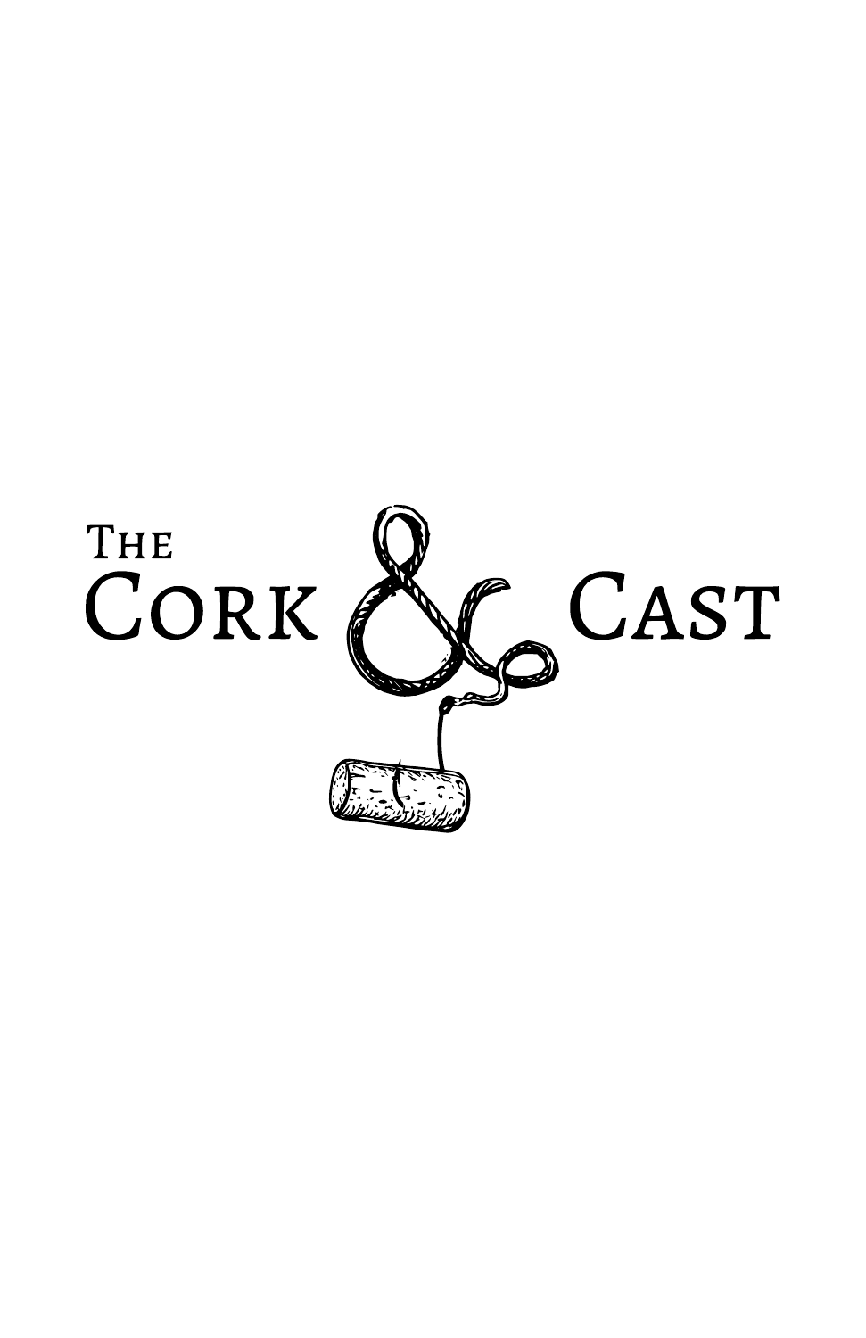The Cork & Cast